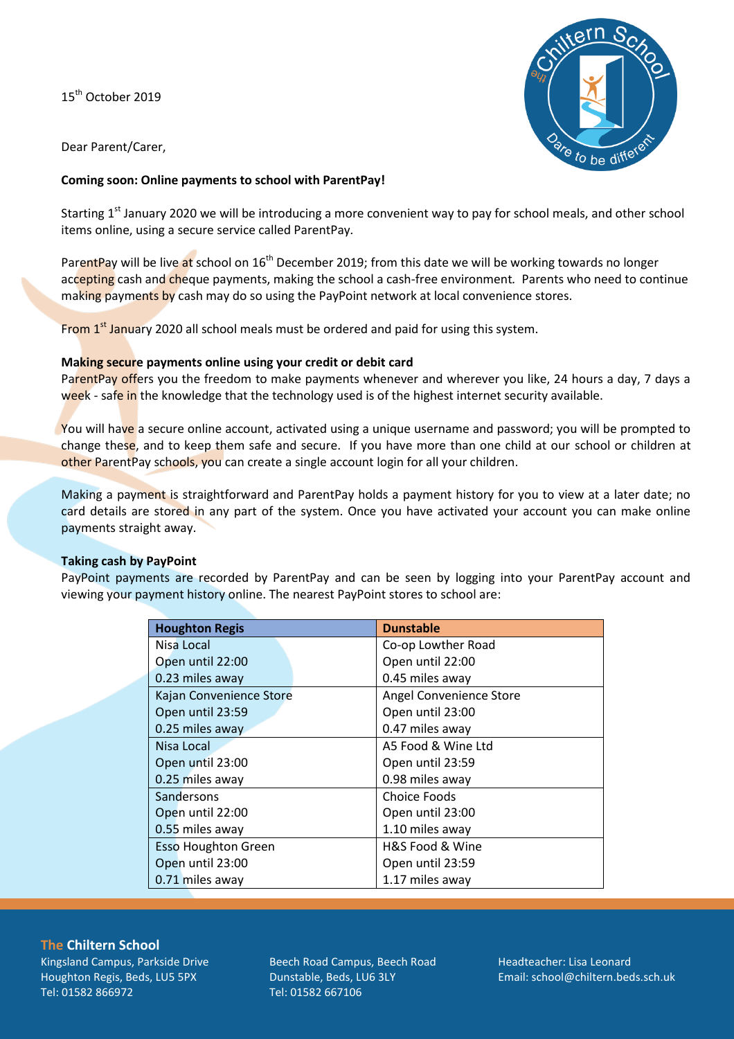15th October 2019

Dear Parent/Carer,

**Coming soon: Online payments to school with ParentPay!**

Starting 1st January 2020 we will be introducing a more convenient way to pay for school meals, and other school items online, using a secure service called ParentPay.

ParentPay will be live at school on 16th December 2019; from this date we will be working towards no longer accepting cash and cheque payments, making the school a cash-free environment. Parents who need to continue making payments by cash may do so using the PayPoint network at local convenience stores.

From 1st January 2020 all school meals must be ordered and paid for using this system.

**Making secure payments online using your credit or debit card**

ParentPay offers you the freedom to make payments whenever and wherever you like, 24 hours a day, 7 days a week - safe in the knowledge that the technology used is of the highest internet security available.

You will have a secure online account, activated using a unique username and password; you will be prompted to change these, and to keep them safe and secure. If you have more than one child at our school or children at other ParentPay schools, you can create a single account login for all your children.

Making a payment is straightforward and ParentPay holds a payment history for you to view at a later date; no card details are stored in any part of the system. Once you have activated your account you can make online payments straight away.

**Taking cash by PayPoint**

PayPoint payments are recorded by ParentPay and can be seen by logging into your ParentPay account and viewing your payment history online. The nearest PayPoint stores to school are:

| Houghton Regis | Dunstable |
|---|---|
| Nisa Local<br>Open until 22:00<br>0.23 miles away | Co-op Lowther Road<br>Open until 22:00<br>0.45 miles away |
| Kajan Convenience Store<br>Open until 23:59<br>0.25 miles away | Angel Convenience Store<br>Open until 23:00<br>0.47 miles away |
| Nisa Local<br>Open until 23:00<br>0.25 miles away | A5 Food & Wine Ltd<br>Open until 23:59<br>0.98 miles away |
| Sandersons<br>Open until 22:00<br>0.55 miles away | Choice Foods<br>Open until 23:00<br>1.10 miles away |
| Esso Houghton Green<br>Open until 23:00<br>0.71 miles away | H&S Food & Wine<br>Open until 23:59<br>1.17 miles away |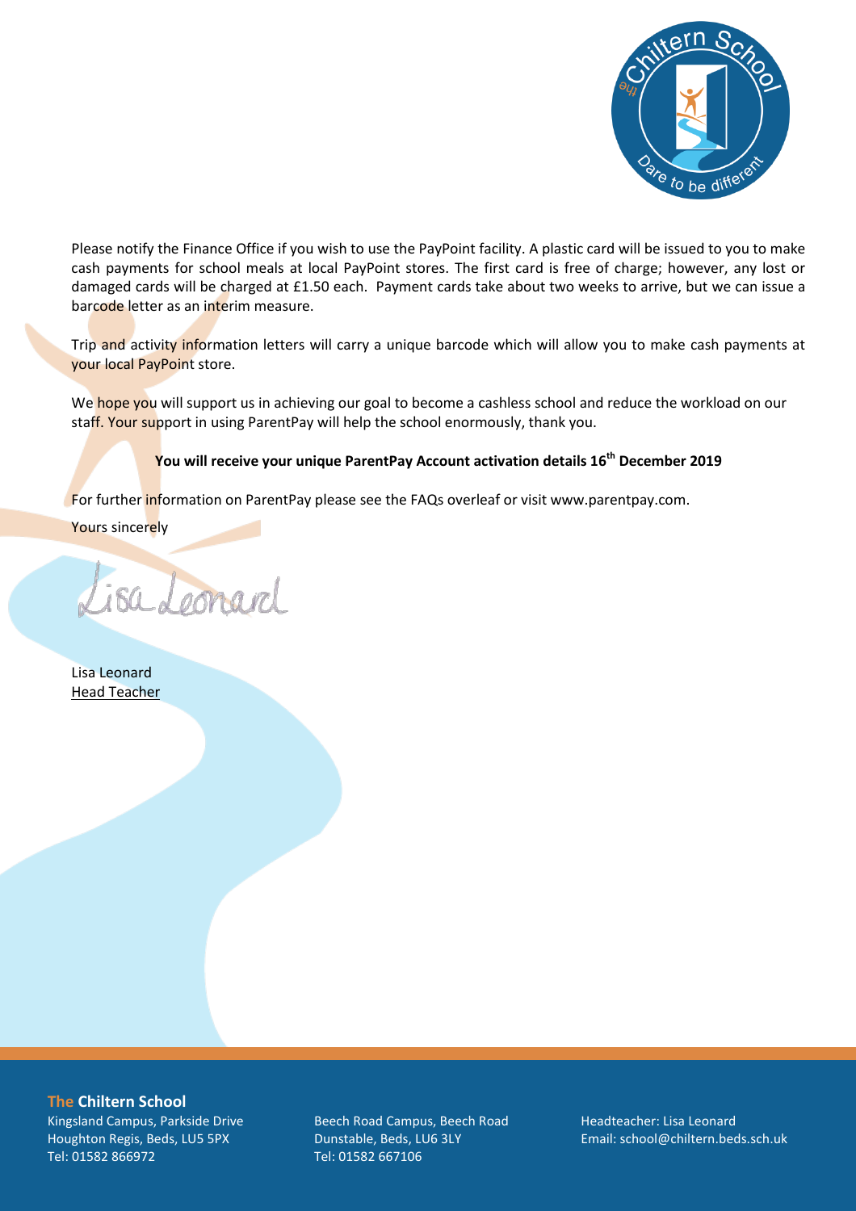Please notify the Finance Office if you wish to use the PayPoint facility. A plastic card will be issued to you to make cash payments for school meals at local PayPoint stores. The first card is free of charge; however, any lost or damaged cards will be charged at £1.50 each. Payment cards take about two weeks to arrive, but we can issue a barcode letter as an interim measure.

Trip and activity information letters will carry a unique barcode which will allow you to make cash payments at your local PayPoint store.

We hope you will support us in achieving our goal to become a cashless school and reduce the workload on our staff. Your support in using ParentPay will help the school enormously, thank you.

**You will receive your unique ParentPay Account activation details 16th December 2019**

For further information on ParentPay please see the FAQs overleaf or visit www.parentpay.com.

Yours sincerely

*Lisa Leonard*

Lisa Leonard
Head Teacher

**The Chiltern School**

Kingsland Campus, Parkside Drive
Houghton Regis, Beds, LU5 5PX
Tel: 01582 866972

Beech Road Campus, Beech Road
Dunstable, Beds, LU6 3LY
Tel: 01582 667106

Headteacher: Lisa Leonard
Email: school@chiltern.beds.sch.uk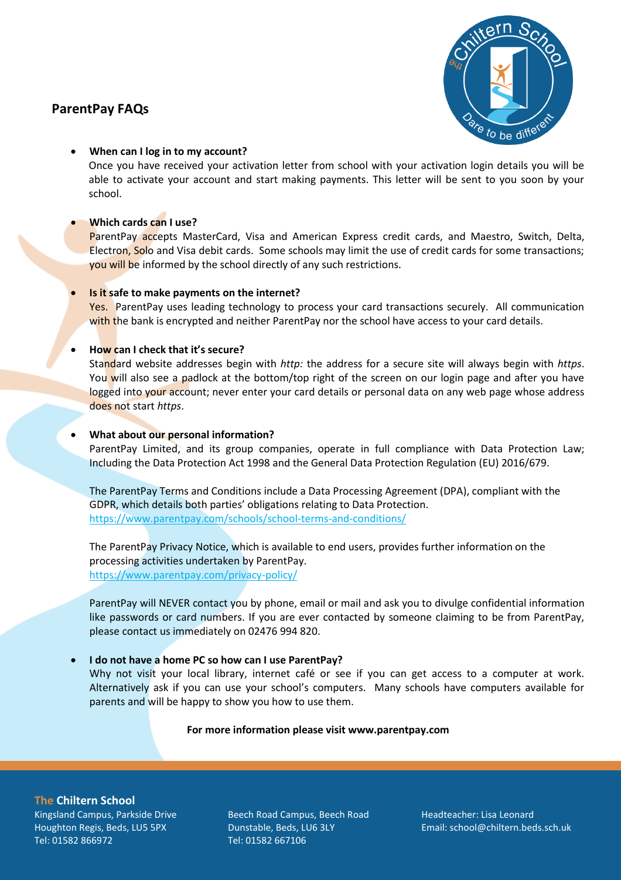## ParentPay FAQs

- **When can I log in to my account?**
  Once you have received your activation letter from school with your activation login details you will be able to activate your account and start making payments. This letter will be sent to you soon by your school.

- **Which cards can I use?**
  ParentPay accepts MasterCard, Visa and American Express credit cards, and Maestro, Switch, Delta, Electron, Solo and Visa debit cards. Some schools may limit the use of credit cards for some transactions; you will be informed by the school directly of any such restrictions.

- **Is it safe to make payments on the internet?**
  Yes. ParentPay uses leading technology to process your card transactions securely. All communication with the bank is encrypted and neither ParentPay nor the school have access to your card details.

- **How can I check that it's secure?**
  Standard website addresses begin with *http:* the address for a secure site will always begin with *https*. You will also see a padlock at the bottom/top right of the screen on our login page and after you have logged into your account; never enter your card details or personal data on any web page whose address does not start *https*.

- **What about our personal information?**
  ParentPay Limited, and its group companies, operate in full compliance with Data Protection Law; Including the Data Protection Act 1998 and the General Data Protection Regulation (EU) 2016/679.

  The ParentPay Terms and Conditions include a Data Processing Agreement (DPA), compliant with the GDPR, which details both parties' obligations relating to Data Protection.
  https://www.parentpay.com/schools/school-terms-and-conditions/

  The ParentPay Privacy Notice, which is available to end users, provides further information on the processing activities undertaken by ParentPay.
  https://www.parentpay.com/privacy-policy/

  ParentPay will NEVER contact you by phone, email or mail and ask you to divulge confidential information like passwords or card numbers. If you are ever contacted by someone claiming to be from ParentPay, please contact us immediately on 02476 994 820.

- **I do not have a home PC so how can I use ParentPay?**
  Why not visit your local library, internet café or see if you can get access to a computer at work. Alternatively ask if you can use your school's computers. Many schools have computers available for parents and will be happy to show you how to use them.

**For more information please visit www.parentpay.com**

**The Chiltern School**
Kingsland Campus, Parkside Drive
Houghton Regis, Beds, LU5 5PX
Tel: 01582 866972

Beech Road Campus, Beech Road
Dunstable, Beds, LU6 3LY
Tel: 01582 667106

Headteacher: Lisa Leonard
Email: school@chiltern.beds.sch.uk